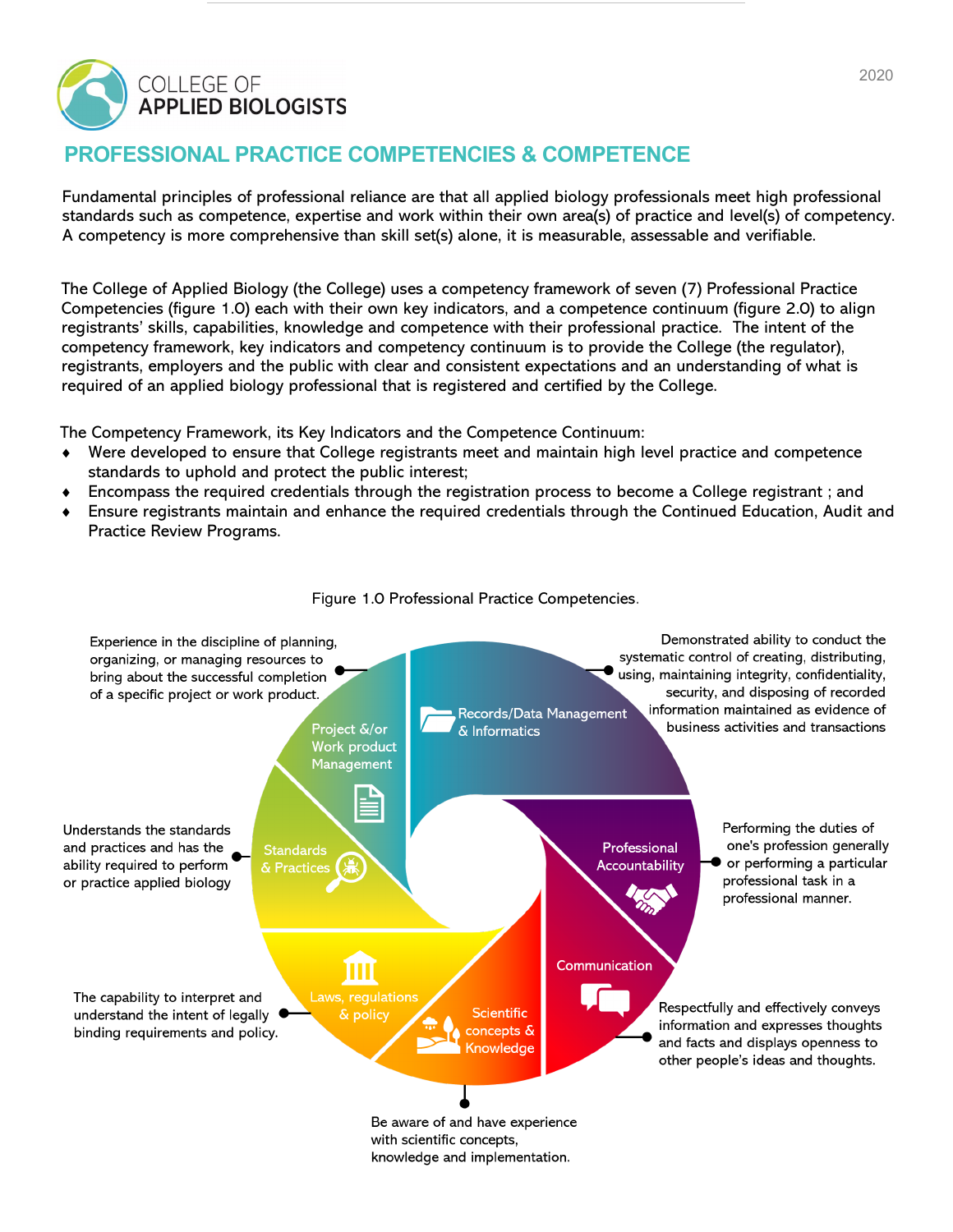# COLLEGE OF APPLIED BIOLOGISTS

2020

## PROFESSIONAL PRACTICE COMPETENCIES & COMPETENCE

Fundamental principles of professional reliance are that all applied biology professionals meet high professional standards such as competence, expertise and work within their own area(s) of practice and level(s) of competency. A competency is more comprehensive than skill set(s) alone, it is measurable, assessable and verifiable.

The College of Applied Biology (the College) uses a competency framework of seven (7) Professional Practice Competencies (figure 1.0) each with their own key indicators, and a competence continuum (figure 2.0) to align registrants' skills, capabilities, knowledge and competence with their professional practice. The intent of the competency framework, key indicators and competency continuum is to provide the College (the regulator), registrants, employers and the public with clear and consistent expectations and an understanding of what is required of an applied biology professional that is registered and certified by the College.

The Competency Framework, its Key Indicators and the Competence Continuum:

- Were developed to ensure that College registrants meet and maintain high level practice and competence standards to uphold and protect the public interest;
- Encompass the required credentials through the registration process to become a College registrant ; and
- Ensure registrants maintain and enhance the required credentials through the Continued Education, Audit and Practice Review Programs.

Figure 1.0 Professional Practice Competencies.

- **Records/Data Management & Informatics**: Demonstrated ability to conduct the systematic control of creating, distributing, using, maintaining integrity, confidentiality, security, and disposing of recorded information maintained as evidence of business activities and transactions
- **Professional Accountability**: Performing the duties of one's profession generally or performing a particular professional task in a professional manner.
- **Communication**: Respectfully and effectively conveys information and expresses thoughts and facts and displays openness to other people's ideas and thoughts.
- **Scientific concepts & Knowledge**: Be aware of and have experience with scientific concepts, knowledge and implementation.
- **Laws, regulations & policy**: The capability to interpret and understand the intent of legally binding requirements and policy.
- **Standards & Practices**: Understands the standards and practices and has the ability required to perform or practice applied biology
- **Project &/or Work product Management**: Experience in the discipline of planning, organizing, or managing resources to bring about the successful completion of a specific project or work product.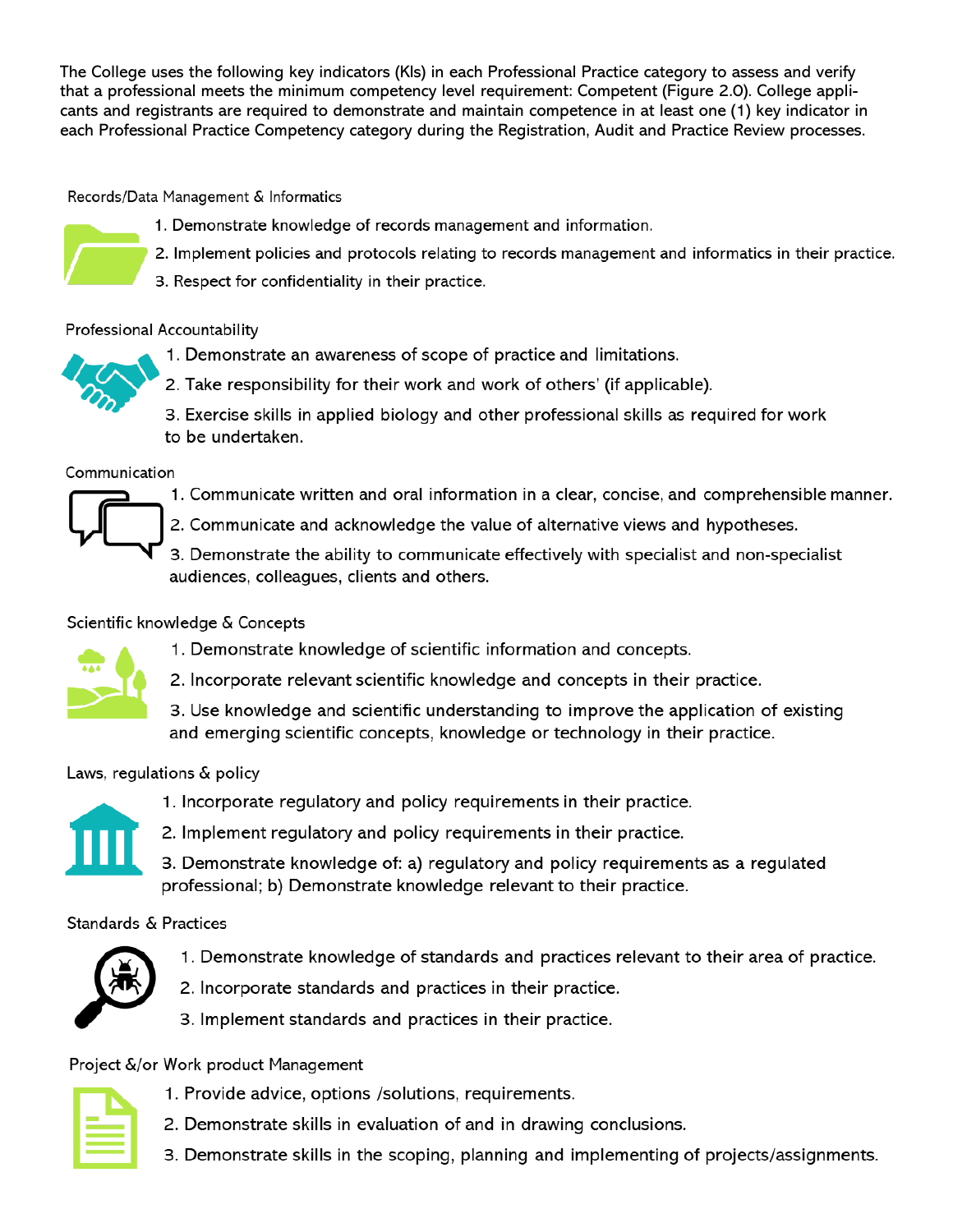The College uses the following key indicators (KIs) in each Professional Practice category to assess and verify that a professional meets the minimum competency level requirement: Competent (Figure 2.0). College applicants and registrants are required to demonstrate and maintain competence in at least one (1) key indicator in each Professional Practice Competency category during the Registration, Audit and Practice Review processes.

### Records/Data Management & Informatics

1. Demonstrate knowledge of records management and information.
2. Implement policies and protocols relating to records management and informatics in their practice.
3. Respect for confidentiality in their practice.

### Professional Accountability

1. Demonstrate an awareness of scope of practice and limitations.
2. Take responsibility for their work and work of others' (if applicable).
3. Exercise skills in applied biology and other professional skills as required for work to be undertaken.

### Communication

1. Communicate written and oral information in a clear, concise, and comprehensible manner.
2. Communicate and acknowledge the value of alternative views and hypotheses.
3. Demonstrate the ability to communicate effectively with specialist and non-specialist audiences, colleagues, clients and others.

### Scientific knowledge & Concepts

1. Demonstrate knowledge of scientific information and concepts.
2. Incorporate relevant scientific knowledge and concepts in their practice.
3. Use knowledge and scientific understanding to improve the application of existing and emerging scientific concepts, knowledge or technology in their practice.

### Laws, regulations & policy

1. Incorporate regulatory and policy requirements in their practice.
2. Implement regulatory and policy requirements in their practice.
3. Demonstrate knowledge of: a) regulatory and policy requirements as a regulated professional; b) Demonstrate knowledge relevant to their practice.

### Standards & Practices

1. Demonstrate knowledge of standards and practices relevant to their area of practice.
2. Incorporate standards and practices in their practice.
3. Implement standards and practices in their practice.

### Project &/or Work product Management

1. Provide advice, options /solutions, requirements.
2. Demonstrate skills in evaluation of and in drawing conclusions.
3. Demonstrate skills in the scoping, planning and implementing of projects/assignments.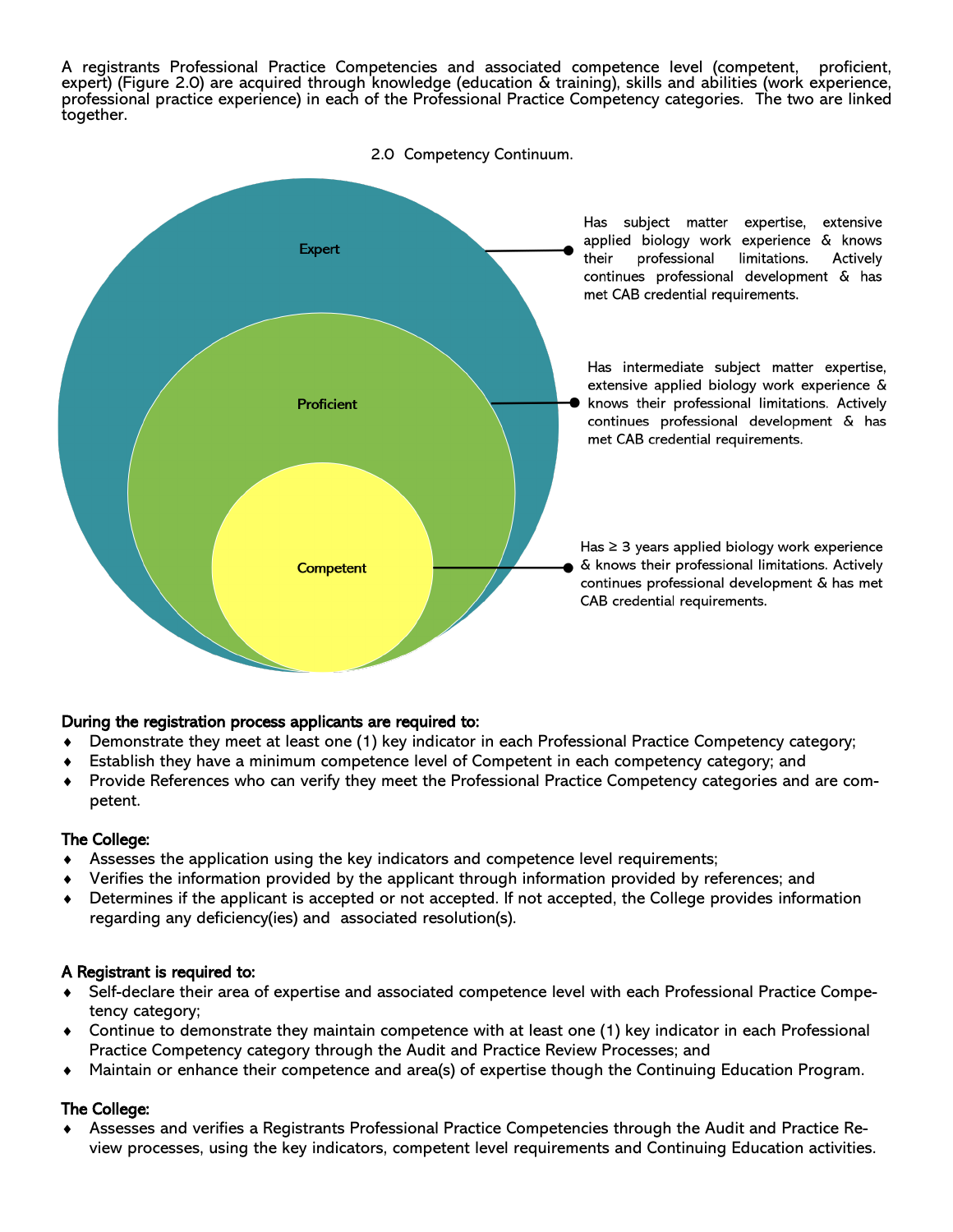A registrants Professional Practice Competencies and associated competence level (competent, proficient, expert) (Figure 2.0) are acquired through knowledge (education & training), skills and abilities (work experience, professional practice experience) in each of the Professional Practice Competency categories. The two are linked together.

2.0 Competency Continuum.

Expert

Has subject matter expertise, extensive applied biology work experience & knows their professional limitations. Actively continues professional development & has met CAB credential requirements.

Proficient

Has intermediate subject matter expertise, extensive applied biology work experience & knows their professional limitations. Actively continues professional development & has met CAB credential requirements.

Competent

Has ≥ 3 years applied biology work experience & knows their professional limitations. Actively continues professional development & has met CAB credential requirements.

**During the registration process applicants are required to:**

- Demonstrate they meet at least one (1) key indicator in each Professional Practice Competency category;
- Establish they have a minimum competence level of Competent in each competency category; and
- Provide References who can verify they meet the Professional Practice Competency categories and are competent.

**The College:**

- Assesses the application using the key indicators and competence level requirements;
- Verifies the information provided by the applicant through information provided by references; and
- Determines if the applicant is accepted or not accepted. If not accepted, the College provides information regarding any deficiency(ies) and associated resolution(s).

**A Registrant is required to:**

- Self-declare their area of expertise and associated competence level with each Professional Practice Competency category;
- Continue to demonstrate they maintain competence with at least one (1) key indicator in each Professional Practice Competency category through the Audit and Practice Review Processes; and
- Maintain or enhance their competence and area(s) of expertise though the Continuing Education Program.

**The College:**

- Assesses and verifies a Registrants Professional Practice Competencies through the Audit and Practice Review processes, using the key indicators, competent level requirements and Continuing Education activities.